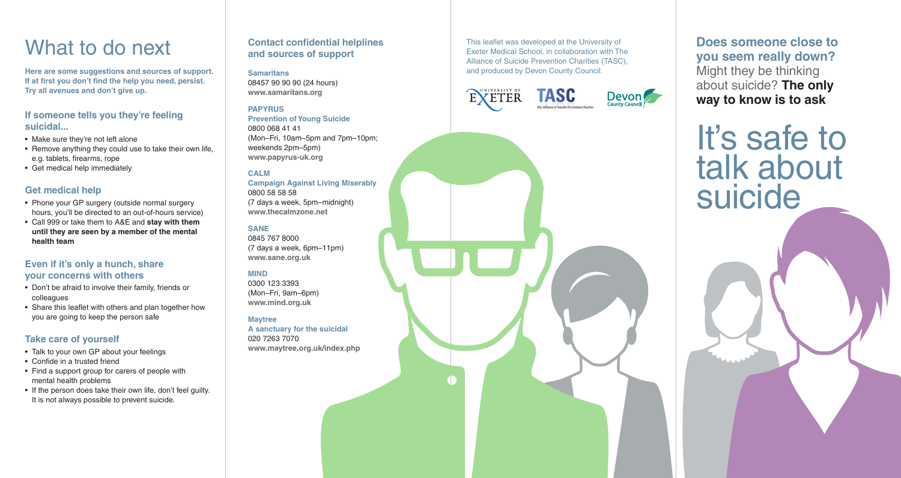# What to do next

**Here are some suggestions and sources of support. If at first you don't find the help you need, persist. Try all avenues and don't give up.**

## If someone tells you they're feeling suicidal...

- Make sure they're not left alone
- Remove anything they could use to take their own life, e.g. tablets, firearms, rope
- Get medical help immediately

## Get medical help

- Phone your GP surgery (outside normal surgery hours, you'll be directed to an out-of-hours service)
- Call 999 or take them to A&E and **stay with them until they are seen by a member of the mental health team**

## Even if it's only a hunch, share your concerns with others

- Don't be afraid to involve their family, friends or colleagues
- Share this leaflet with others and plan together how you are going to keep the person safe

## Take care of yourself

- Talk to your own GP about your feelings
- Confide in a trusted friend
- Find a support group for carers of people with mental health problems
- If the person does take their own life, don't feel guilty. It is not always possible to prevent suicide.

## Contact confidential helplines and sources of support

**Samaritans**
08457 90 90 90 (24 hours)
**www.samaritans.org**

**PAPYRUS**
**Prevention of Young Suicide**
0800 068 41 41
(Mon–Fri, 10am–5pm and 7pm–10pm; weekends 2pm–5pm)
**www.papyrus-uk.org**

**CALM**
**Campaign Against Living Miserably**
0800 58 58 58
(7 days a week, 5pm–midnight)
**www.thecalmzone.net**

**SANE**
0845 767 8000
(7 days a week, 6pm–11pm)
**www.sane.org.uk**

**MIND**
0300 123 3393
(Mon–Fri, 9am–6pm)
**www.mind.org.uk**

**Maytree**
**A sanctuary for the suicidal**
020 7263 7070
**www.maytree.org.uk/index.php**

This leaflet was developed at the University of Exeter Medical School, in collaboration with The Alliance of Suicide Prevention Charities (TASC), and produced by Devon County Council.

University of Exeter | TASC The Alliance of Suicide Prevention Charities | Devon County Council

**Does someone close to you seem really down?** Might they be thinking about suicide? **The only way to know is to ask**

# It's safe to talk about suicide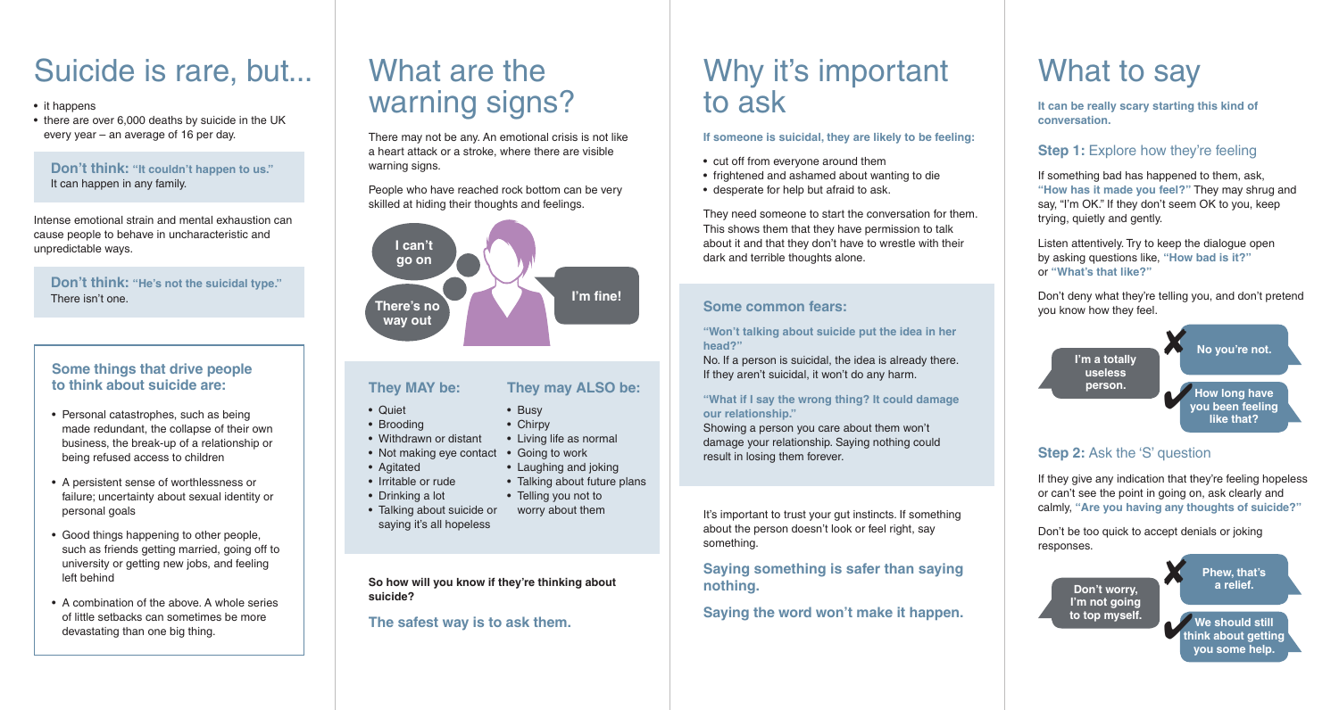# Suicide is rare, but...

- it happens
- there are over 6,000 deaths by suicide in the UK every year – an average of 16 per day.

**Don't think: "It couldn't happen to us."**
It can happen in any family.

Intense emotional strain and mental exhaustion can cause people to behave in uncharacteristic and unpredictable ways.

**Don't think: "He's not the suicidal type."**
There isn't one.

### Some things that drive people to think about suicide are:

- Personal catastrophes, such as being made redundant, the collapse of their own business, the break-up of a relationship or being refused access to children
- A persistent sense of worthlessness or failure; uncertainty about sexual identity or personal goals
- Good things happening to other people, such as friends getting married, going off to university or getting new jobs, and feeling left behind
- A combination of the above. A whole series of little setbacks can sometimes be more devastating than one big thing.

# What are the warning signs?

There may not be any. An emotional crisis is not like a heart attack or a stroke, where there are visible warning signs.

People who have reached rock bottom can be very skilled at hiding their thoughts and feelings.

I can't go on

There's no way out

I'm fine!

### They MAY be:

- Quiet
- Brooding
- Withdrawn or distant
- Not making eye contact
- Agitated
- Irritable or rude
- Drinking a lot
- Talking about suicide or saying it's all hopeless

### They may ALSO be:

- Busy
- Chirpy
- Living life as normal
- Going to work
- Laughing and joking
- Talking about future plans
- Telling you not to worry about them

**So how will you know if they're thinking about suicide?**

**The safest way is to ask them.**

# Why it's important to ask

**If someone is suicidal, they are likely to be feeling:**

- cut off from everyone around them
- frightened and ashamed about wanting to die
- desperate for help but afraid to ask.

They need someone to start the conversation for them. This shows them that they have permission to talk about it and that they don't have to wrestle with their dark and terrible thoughts alone.

### Some common fears:

**"Won't talking about suicide put the idea in her head?"**
No. If a person is suicidal, the idea is already there. If they aren't suicidal, it won't do any harm.

**"What if I say the wrong thing? It could damage our relationship."**
Showing a person you care about them won't damage your relationship. Saying nothing could result in losing them forever.

It's important to trust your gut instincts. If something about the person doesn't look or feel right, say something.

**Saying something is safer than saying nothing.**

**Saying the word won't make it happen.**

# What to say

**It can be really scary starting this kind of conversation.**

### Step 1: Explore how they're feeling

If something bad has happened to them, ask, **"How has it made you feel?"** They may shrug and say, "I'm OK." If they don't seem OK to you, keep trying, quietly and gently.

Listen attentively. Try to keep the dialogue open by asking questions like, **"How bad is it?"** or **"What's that like?"**

Don't deny what they're telling you, and don't pretend you know how they feel.

I'm a totally useless person.

✗ No you're not.

✓ How long have you been feeling like that?

### Step 2: Ask the 'S' question

If they give any indication that they're feeling hopeless or can't see the point in going on, ask clearly and calmly, **"Are you having any thoughts of suicide?"**

Don't be too quick to accept denials or joking responses.

Don't worry, I'm not going to top myself.

✗ Phew, that's a relief.

✓ We should still think about getting you some help.